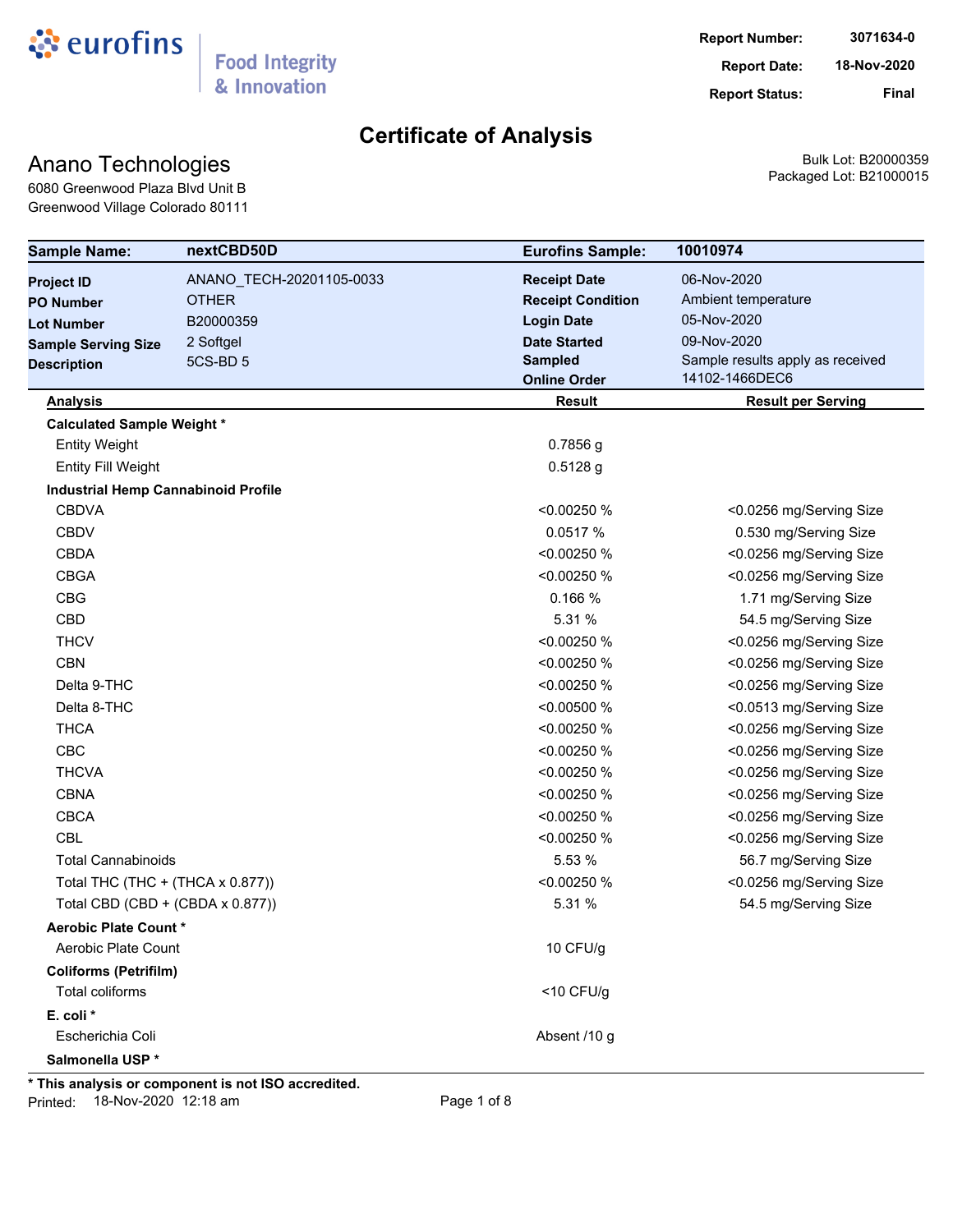eurofins | Food Integrity & Innovation

**Report Number:** 3071634-0
**Report Date:** 18-Nov-2020
**Report Status:** Final

# Certificate of Analysis

## Anano Technologies

6080 Greenwood Plaza Blvd Unit B
Greenwood Village Colorado 80111

Bulk Lot: B20000359
Packaged Lot: B21000015

| **Sample Name:** | **nextCBD50D** | **Eurofins Sample:** | **10010974** |
|---|---|---|---|
| **Project ID** | ANANO_TECH-20201105-0033 | **Receipt Date** | 06-Nov-2020 |
| **PO Number** | OTHER | **Receipt Condition** | Ambient temperature |
| **Lot Number** | B20000359 | **Login Date** | 05-Nov-2020 |
| **Sample Serving Size** | 2 Softgel | **Date Started** | 09-Nov-2020 |
| **Description** | 5CS-BD 5 | **Sampled** | Sample results apply as received |
| | | **Online Order** | 14102-1466DEC6 |

| Analysis | Result | Result per Serving |
|---|---|---|
| **Calculated Sample Weight *** | | |
| Entity Weight | 0.7856 g | |
| Entity Fill Weight | 0.5128 g | |
| **Industrial Hemp Cannabinoid Profile** | | |
| CBDVA | <0.00250 % | <0.0256 mg/Serving Size |
| CBDV | 0.0517 % | 0.530 mg/Serving Size |
| CBDA | <0.00250 % | <0.0256 mg/Serving Size |
| CBGA | <0.00250 % | <0.0256 mg/Serving Size |
| CBG | 0.166 % | 1.71 mg/Serving Size |
| CBD | 5.31 % | 54.5 mg/Serving Size |
| THCV | <0.00250 % | <0.0256 mg/Serving Size |
| CBN | <0.00250 % | <0.0256 mg/Serving Size |
| Delta 9-THC | <0.00250 % | <0.0256 mg/Serving Size |
| Delta 8-THC | <0.00500 % | <0.0513 mg/Serving Size |
| THCA | <0.00250 % | <0.0256 mg/Serving Size |
| CBC | <0.00250 % | <0.0256 mg/Serving Size |
| THCVA | <0.00250 % | <0.0256 mg/Serving Size |
| CBNA | <0.00250 % | <0.0256 mg/Serving Size |
| CBCA | <0.00250 % | <0.0256 mg/Serving Size |
| CBL | <0.00250 % | <0.0256 mg/Serving Size |
| Total Cannabinoids | 5.53 % | 56.7 mg/Serving Size |
| Total THC (THC + (THCA x 0.877)) | <0.00250 % | <0.0256 mg/Serving Size |
| Total CBD (CBD + (CBDA x 0.877)) | 5.31 % | 54.5 mg/Serving Size |
| **Aerobic Plate Count *** | | |
| Aerobic Plate Count | 10 CFU/g | |
| **Coliforms (Petrifilm)** | | |
| Total coliforms | <10 CFU/g | |
| **E. coli *** | | |
| Escherichia Coli | Absent /10 g | |
| **Salmonella USP *** | | |

**\* This analysis or component is not ISO accredited.**

Printed: 18-Nov-2020 12:18 am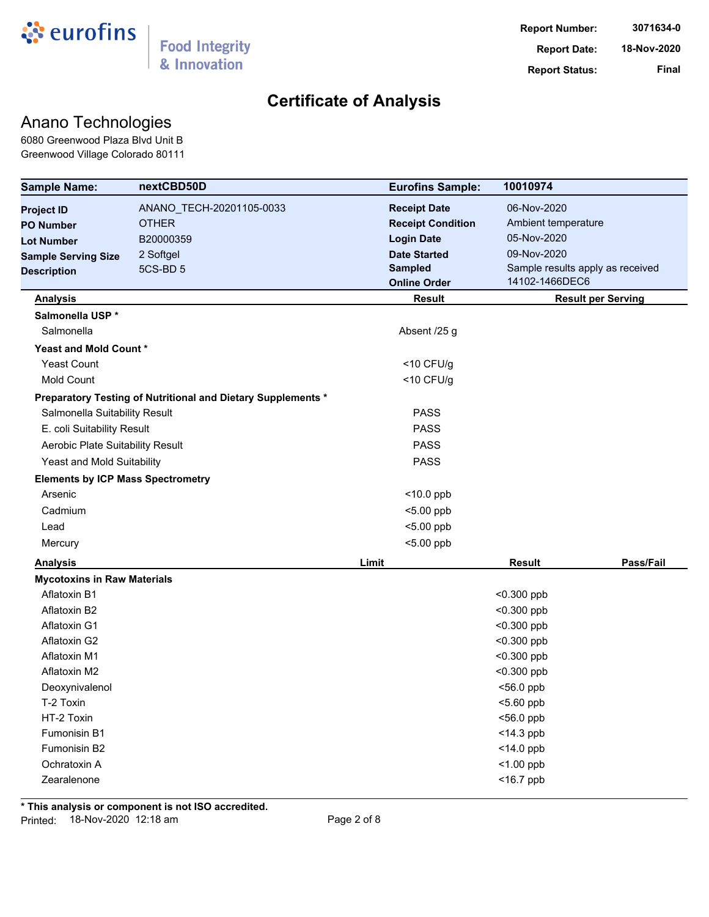eurofins | Food Integrity & Innovation

**Report Number:** 3071634-0
**Report Date:** 18-Nov-2020
**Report Status:** Final

# Certificate of Analysis

## Anano Technologies

6080 Greenwood Plaza Blvd Unit B
Greenwood Village Colorado 80111

| **Sample Name:** | **nextCBD50D** | **Eurofins Sample:** | **10010974** |
|---|---|---|---|
| **Project ID** | ANANO_TECH-20201105-0033 | **Receipt Date** | 06-Nov-2020 |
| **PO Number** | OTHER | **Receipt Condition** | Ambient temperature |
| **Lot Number** | B20000359 | **Login Date** | 05-Nov-2020 |
| **Sample Serving Size** | 2 Softgel | **Date Started** | 09-Nov-2020 |
| **Description** | 5CS-BD 5 | **Sampled** | Sample results apply as received |
| | | **Online Order** | 14102-1466DEC6 |

| Analysis | Result | Result per Serving |
|---|---|---|
| **Salmonella USP *** | | |
| Salmonella | Absent /25 g | |
| **Yeast and Mold Count *** | | |
| Yeast Count | <10 CFU/g | |
| Mold Count | <10 CFU/g | |
| **Preparatory Testing of Nutritional and Dietary Supplements *** | | |
| Salmonella Suitability Result | PASS | |
| E. coli Suitability Result | PASS | |
| Aerobic Plate Suitability Result | PASS | |
| Yeast and Mold Suitability | PASS | |
| **Elements by ICP Mass Spectrometry** | | |
| Arsenic | <10.0 ppb | |
| Cadmium | <5.00 ppb | |
| Lead | <5.00 ppb | |
| Mercury | <5.00 ppb | |

| Analysis | Limit | Result | Pass/Fail |
|---|---|---|---|
| **Mycotoxins in Raw Materials** | | | |
| Aflatoxin B1 | | <0.300 ppb | |
| Aflatoxin B2 | | <0.300 ppb | |
| Aflatoxin G1 | | <0.300 ppb | |
| Aflatoxin G2 | | <0.300 ppb | |
| Aflatoxin M1 | | <0.300 ppb | |
| Aflatoxin M2 | | <0.300 ppb | |
| Deoxynivalenol | | <56.0 ppb | |
| T-2 Toxin | | <5.60 ppb | |
| HT-2 Toxin | | <56.0 ppb | |
| Fumonisin B1 | | <14.3 ppb | |
| Fumonisin B2 | | <14.0 ppb | |
| Ochratoxin A | | <1.00 ppb | |
| Zearalenone | | <16.7 ppb | |

**\* This analysis or component is not ISO accredited.**

Printed: 18-Nov-2020 12:18 am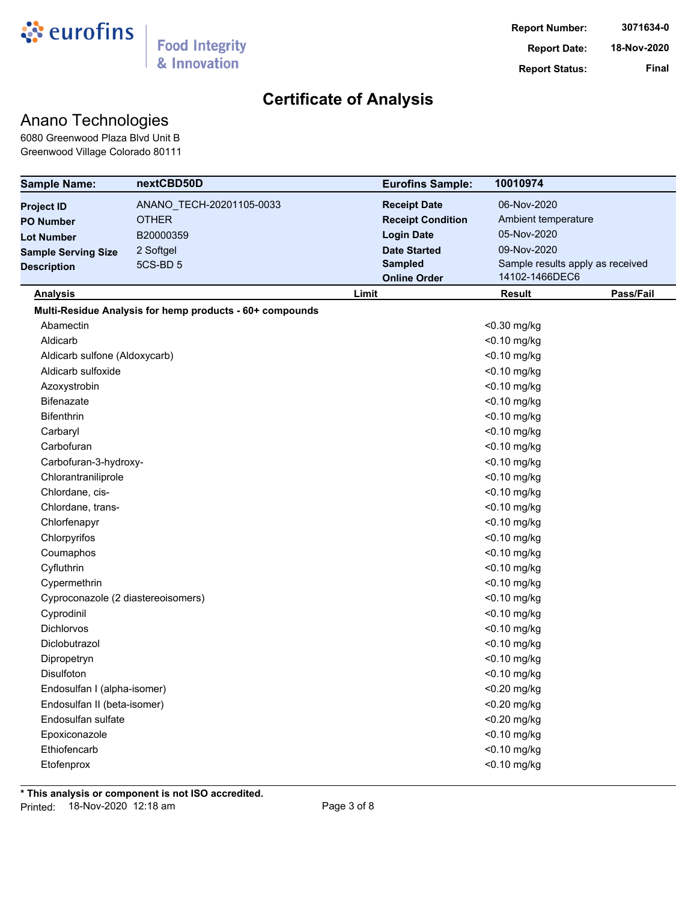eurofins | Food Integrity & Innovation

**Report Number:** 3071634-0
**Report Date:** 18-Nov-2020
**Report Status:** Final

# Certificate of Analysis

## Anano Technologies

6080 Greenwood Plaza Blvd Unit B
Greenwood Village Colorado 80111

| **Sample Name:** | **nextCBD50D** | **Eurofins Sample:** | **10010974** |
|---|---|---|---|
| **Project ID** | ANANO_TECH-20201105-0033 | **Receipt Date** | 06-Nov-2020 |
| **PO Number** | OTHER | **Receipt Condition** | Ambient temperature |
| **Lot Number** | B20000359 | **Login Date** | 05-Nov-2020 |
| **Sample Serving Size** | 2 Softgel | **Date Started** | 09-Nov-2020 |
| **Description** | 5CS-BD 5 | **Sampled** | Sample results apply as received |
| | | **Online Order** | 14102-1466DEC6 |

| Analysis | Limit | Result | Pass/Fail |
|---|---|---|---|
| **Multi-Residue Analysis for hemp products - 60+ compounds** | | | |
| Abamectin | | <0.30 mg/kg | |
| Aldicarb | | <0.10 mg/kg | |
| Aldicarb sulfone (Aldoxycarb) | | <0.10 mg/kg | |
| Aldicarb sulfoxide | | <0.10 mg/kg | |
| Azoxystrobin | | <0.10 mg/kg | |
| Bifenazate | | <0.10 mg/kg | |
| Bifenthrin | | <0.10 mg/kg | |
| Carbaryl | | <0.10 mg/kg | |
| Carbofuran | | <0.10 mg/kg | |
| Carbofuran-3-hydroxy- | | <0.10 mg/kg | |
| Chlorantraniliprole | | <0.10 mg/kg | |
| Chlordane, cis- | | <0.10 mg/kg | |
| Chlordane, trans- | | <0.10 mg/kg | |
| Chlorfenapyr | | <0.10 mg/kg | |
| Chlorpyrifos | | <0.10 mg/kg | |
| Coumaphos | | <0.10 mg/kg | |
| Cyfluthrin | | <0.10 mg/kg | |
| Cypermethrin | | <0.10 mg/kg | |
| Cyproconazole (2 diastereoisomers) | | <0.10 mg/kg | |
| Cyprodinil | | <0.10 mg/kg | |
| Dichlorvos | | <0.10 mg/kg | |
| Diclobutrazol | | <0.10 mg/kg | |
| Dipropetryn | | <0.10 mg/kg | |
| Disulfoton | | <0.10 mg/kg | |
| Endosulfan I (alpha-isomer) | | <0.20 mg/kg | |
| Endosulfan II (beta-isomer) | | <0.20 mg/kg | |
| Endosulfan sulfate | | <0.20 mg/kg | |
| Epoxiconazole | | <0.10 mg/kg | |
| Ethiofencarb | | <0.10 mg/kg | |
| Etofenprox | | <0.10 mg/kg | |

**\* This analysis or component is not ISO accredited.**

Printed: 18-Nov-2020 12:18 am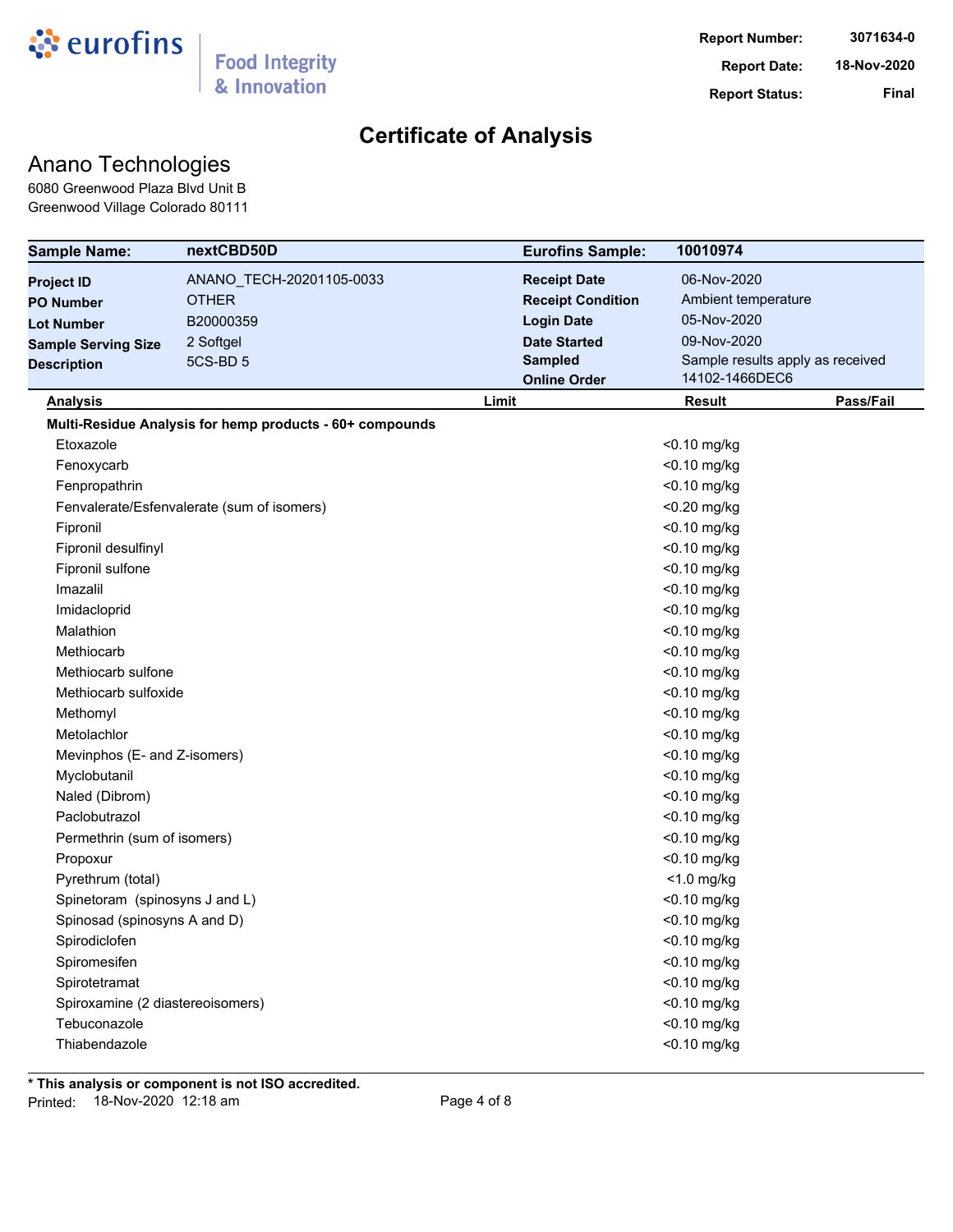**Report Number:** 3071634-0
**Report Date:** 18-Nov-2020
**Report Status:** Final

# Certificate of Analysis

## Anano Technologies

6080 Greenwood Plaza Blvd Unit B
Greenwood Village Colorado 80111

| **Sample Name:** | **nextCBD50D** | **Eurofins Sample:** | **10010974** |
|---|---|---|---|
| **Project ID** | ANANO_TECH-20201105-0033 | **Receipt Date** | 06-Nov-2020 |
| **PO Number** | OTHER | **Receipt Condition** | Ambient temperature |
| **Lot Number** | B20000359 | **Login Date** | 05-Nov-2020 |
| **Sample Serving Size** | 2 Softgel | **Date Started** | 09-Nov-2020 |
| **Description** | 5CS-BD 5 | **Sampled** | Sample results apply as received |
| | | **Online Order** | 14102-1466DEC6 |

| Analysis | Limit | Result | Pass/Fail |
|---|---|---|---|
| **Multi-Residue Analysis for hemp products - 60+ compounds** | | | |
| Etoxazole | | <0.10 mg/kg | |
| Fenoxycarb | | <0.10 mg/kg | |
| Fenpropathrin | | <0.10 mg/kg | |
| Fenvalerate/Esfenvalerate (sum of isomers) | | <0.20 mg/kg | |
| Fipronil | | <0.10 mg/kg | |
| Fipronil desulfinyl | | <0.10 mg/kg | |
| Fipronil sulfone | | <0.10 mg/kg | |
| Imazalil | | <0.10 mg/kg | |
| Imidacloprid | | <0.10 mg/kg | |
| Malathion | | <0.10 mg/kg | |
| Methiocarb | | <0.10 mg/kg | |
| Methiocarb sulfone | | <0.10 mg/kg | |
| Methiocarb sulfoxide | | <0.10 mg/kg | |
| Methomyl | | <0.10 mg/kg | |
| Metolachlor | | <0.10 mg/kg | |
| Mevinphos (E- and Z-isomers) | | <0.10 mg/kg | |
| Myclobutanil | | <0.10 mg/kg | |
| Naled (Dibrom) | | <0.10 mg/kg | |
| Paclobutrazol | | <0.10 mg/kg | |
| Permethrin (sum of isomers) | | <0.10 mg/kg | |
| Propoxur | | <0.10 mg/kg | |
| Pyrethrum (total) | | <1.0 mg/kg | |
| Spinetoram (spinosyns J and L) | | <0.10 mg/kg | |
| Spinosad (spinosyns A and D) | | <0.10 mg/kg | |
| Spirodiclofen | | <0.10 mg/kg | |
| Spiromesifen | | <0.10 mg/kg | |
| Spirotetramat | | <0.10 mg/kg | |
| Spiroxamine (2 diastereoisomers) | | <0.10 mg/kg | |
| Tebuconazole | | <0.10 mg/kg | |
| Thiabendazole | | <0.10 mg/kg | |

**\* This analysis or component is not ISO accredited.**

Printed: 18-Nov-2020 12:18 am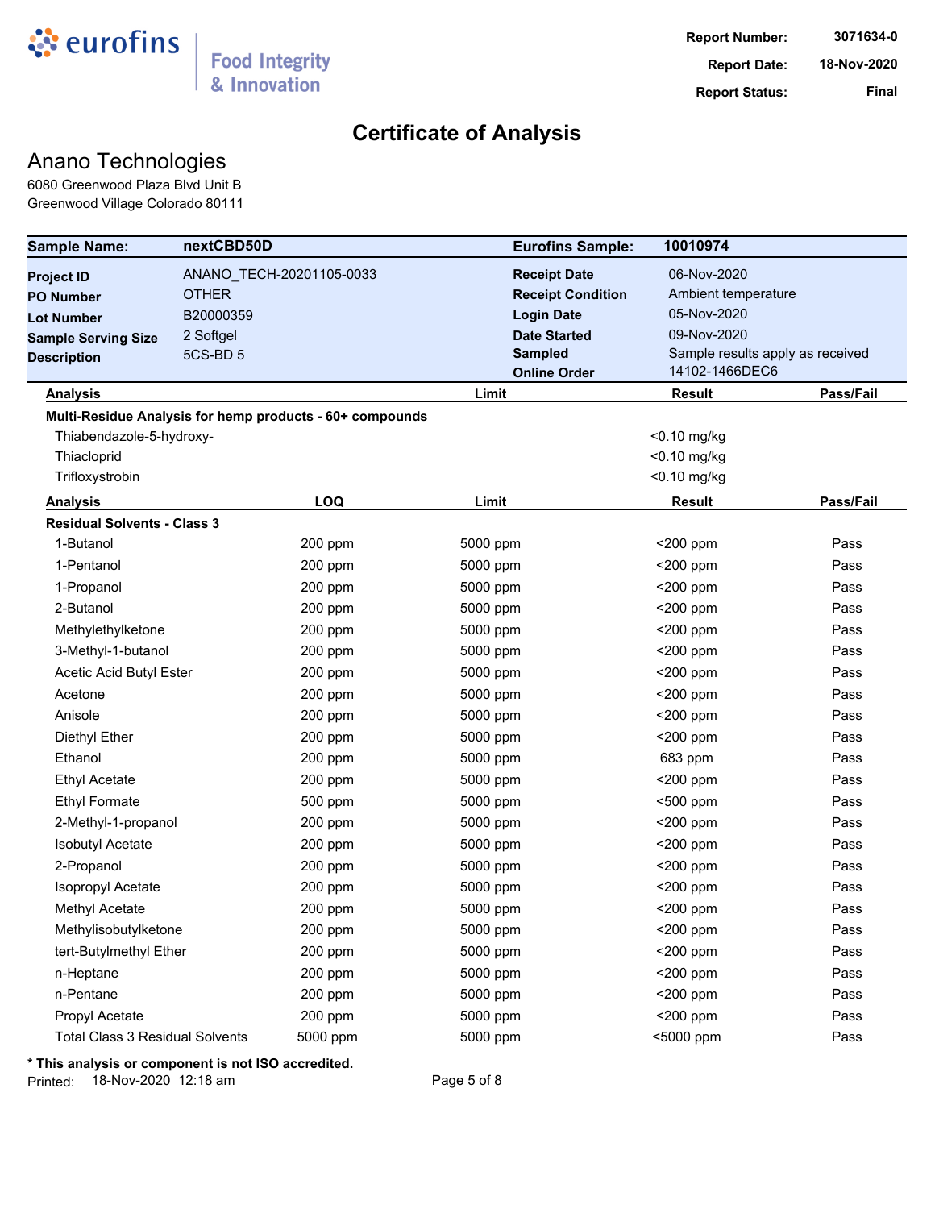eurofins | Food Integrity & Innovation

**Report Number:** 3071634-0
**Report Date:** 18-Nov-2020
**Report Status:** Final

# Certificate of Analysis

## Anano Technologies

6080 Greenwood Plaza Blvd Unit B
Greenwood Village Colorado 80111

| **Sample Name:** | **nextCBD50D** | **Eurofins Sample:** | **10010974** |
|---|---|---|---|
| **Project ID** | ANANO_TECH-20201105-0033 | **Receipt Date** | 06-Nov-2020 |
| **PO Number** | OTHER | **Receipt Condition** | Ambient temperature |
| **Lot Number** | B20000359 | **Login Date** | 05-Nov-2020 |
| **Sample Serving Size** | 2 Softgel | **Date Started** | 09-Nov-2020 |
| **Description** | 5CS-BD 5 | **Sampled** | Sample results apply as received |
| | | **Online Order** | 14102-1466DEC6 |

| **Analysis** | **Limit** | **Result** | **Pass/Fail** |
|---|---|---|---|
| **Multi-Residue Analysis for hemp products - 60+ compounds** | | | |
| Thiabendazole-5-hydroxy- | | <0.10 mg/kg | |
| Thiacloprid | | <0.10 mg/kg | |
| Trifloxystrobin | | <0.10 mg/kg | |

| **Analysis** | **LOQ** | **Limit** | **Result** | **Pass/Fail** |
|---|---|---|---|---|
| **Residual Solvents - Class 3** | | | | |
| 1-Butanol | 200 ppm | 5000 ppm | <200 ppm | Pass |
| 1-Pentanol | 200 ppm | 5000 ppm | <200 ppm | Pass |
| 1-Propanol | 200 ppm | 5000 ppm | <200 ppm | Pass |
| 2-Butanol | 200 ppm | 5000 ppm | <200 ppm | Pass |
| Methylethylketone | 200 ppm | 5000 ppm | <200 ppm | Pass |
| 3-Methyl-1-butanol | 200 ppm | 5000 ppm | <200 ppm | Pass |
| Acetic Acid Butyl Ester | 200 ppm | 5000 ppm | <200 ppm | Pass |
| Acetone | 200 ppm | 5000 ppm | <200 ppm | Pass |
| Anisole | 200 ppm | 5000 ppm | <200 ppm | Pass |
| Diethyl Ether | 200 ppm | 5000 ppm | <200 ppm | Pass |
| Ethanol | 200 ppm | 5000 ppm | 683 ppm | Pass |
| Ethyl Acetate | 200 ppm | 5000 ppm | <200 ppm | Pass |
| Ethyl Formate | 500 ppm | 5000 ppm | <500 ppm | Pass |
| 2-Methyl-1-propanol | 200 ppm | 5000 ppm | <200 ppm | Pass |
| Isobutyl Acetate | 200 ppm | 5000 ppm | <200 ppm | Pass |
| 2-Propanol | 200 ppm | 5000 ppm | <200 ppm | Pass |
| Isopropyl Acetate | 200 ppm | 5000 ppm | <200 ppm | Pass |
| Methyl Acetate | 200 ppm | 5000 ppm | <200 ppm | Pass |
| Methylisobutylketone | 200 ppm | 5000 ppm | <200 ppm | Pass |
| tert-Butylmethyl Ether | 200 ppm | 5000 ppm | <200 ppm | Pass |
| n-Heptane | 200 ppm | 5000 ppm | <200 ppm | Pass |
| n-Pentane | 200 ppm | 5000 ppm | <200 ppm | Pass |
| Propyl Acetate | 200 ppm | 5000 ppm | <200 ppm | Pass |
| Total Class 3 Residual Solvents | 5000 ppm | 5000 ppm | <5000 ppm | Pass |

**\* This analysis or component is not ISO accredited.**

Printed: 18-Nov-2020 12:18 am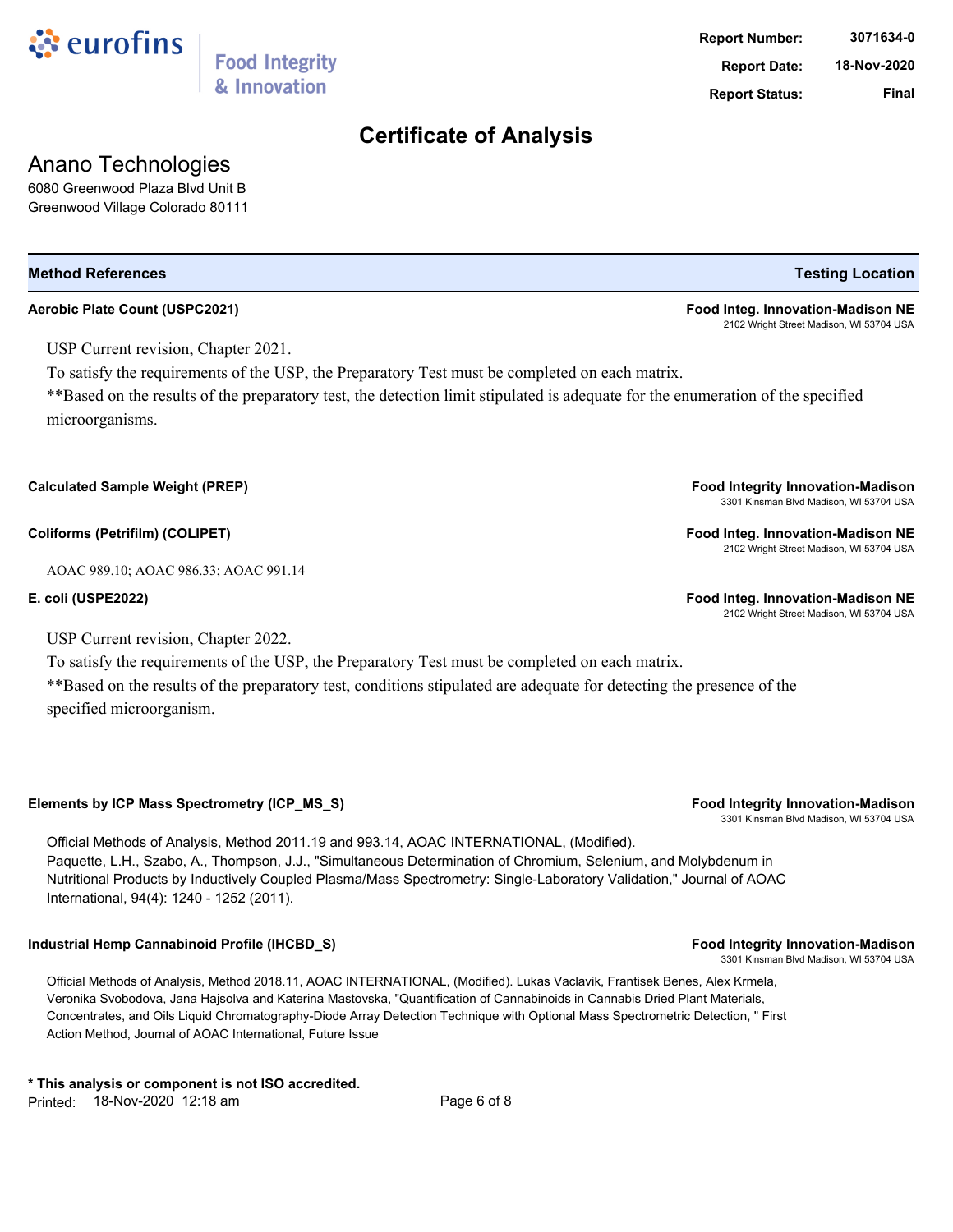**Report Number:** 3071634-0
**Report Date:** 18-Nov-2020
**Report Status:** Final

# Certificate of Analysis

## Anano Technologies

6080 Greenwood Plaza Blvd Unit B
Greenwood Village Colorado 80111

| Method References | Testing Location |
| --- | --- |

**Aerobic Plate Count (USPC2021)** — **Food Integ. Innovation-Madison NE**, 2102 Wright Street Madison, WI 53704 USA

USP Current revision, Chapter 2021.

To satisfy the requirements of the USP, the Preparatory Test must be completed on each matrix.

**Based on the results of the preparatory test, the detection limit stipulated is adequate for the enumeration of the specified microorganisms.

**Calculated Sample Weight (PREP)** — **Food Integrity Innovation-Madison**, 3301 Kinsman Blvd Madison, WI 53704 USA

**Coliforms (Petrifilm) (COLIPET)** — **Food Integ. Innovation-Madison NE**, 2102 Wright Street Madison, WI 53704 USA

AOAC 989.10; AOAC 986.33; AOAC 991.14

**E. coli (USPE2022)** — **Food Integ. Innovation-Madison NE**, 2102 Wright Street Madison, WI 53704 USA

USP Current revision, Chapter 2022.

To satisfy the requirements of the USP, the Preparatory Test must be completed on each matrix.

**Based on the results of the preparatory test, conditions stipulated are adequate for detecting the presence of the specified microorganism.

**Elements by ICP Mass Spectrometry (ICP_MS_S)** — **Food Integrity Innovation-Madison**, 3301 Kinsman Blvd Madison, WI 53704 USA

Official Methods of Analysis, Method 2011.19 and 993.14, AOAC INTERNATIONAL, (Modified). Paquette, L.H., Szabo, A., Thompson, J.J., "Simultaneous Determination of Chromium, Selenium, and Molybdenum in Nutritional Products by Inductively Coupled Plasma/Mass Spectrometry: Single-Laboratory Validation," Journal of AOAC International, 94(4): 1240 - 1252 (2011).

**Industrial Hemp Cannabinoid Profile (IHCBD_S)** — **Food Integrity Innovation-Madison**, 3301 Kinsman Blvd Madison, WI 53704 USA

Official Methods of Analysis, Method 2018.11, AOAC INTERNATIONAL, (Modified). Lukas Vaclavik, Frantisek Benes, Alex Krmela, Veronika Svobodova, Jana Hajsolva and Katerina Mastovska, "Quantification of Cannabinoids in Cannabis Dried Plant Materials, Concentrates, and Oils Liquid Chromatography-Diode Array Detection Technique with Optional Mass Spectrometric Detection, " First Action Method, Journal of AOAC International, Future Issue

**\* This analysis or component is not ISO accredited.**

Printed: 18-Nov-2020 12:18 am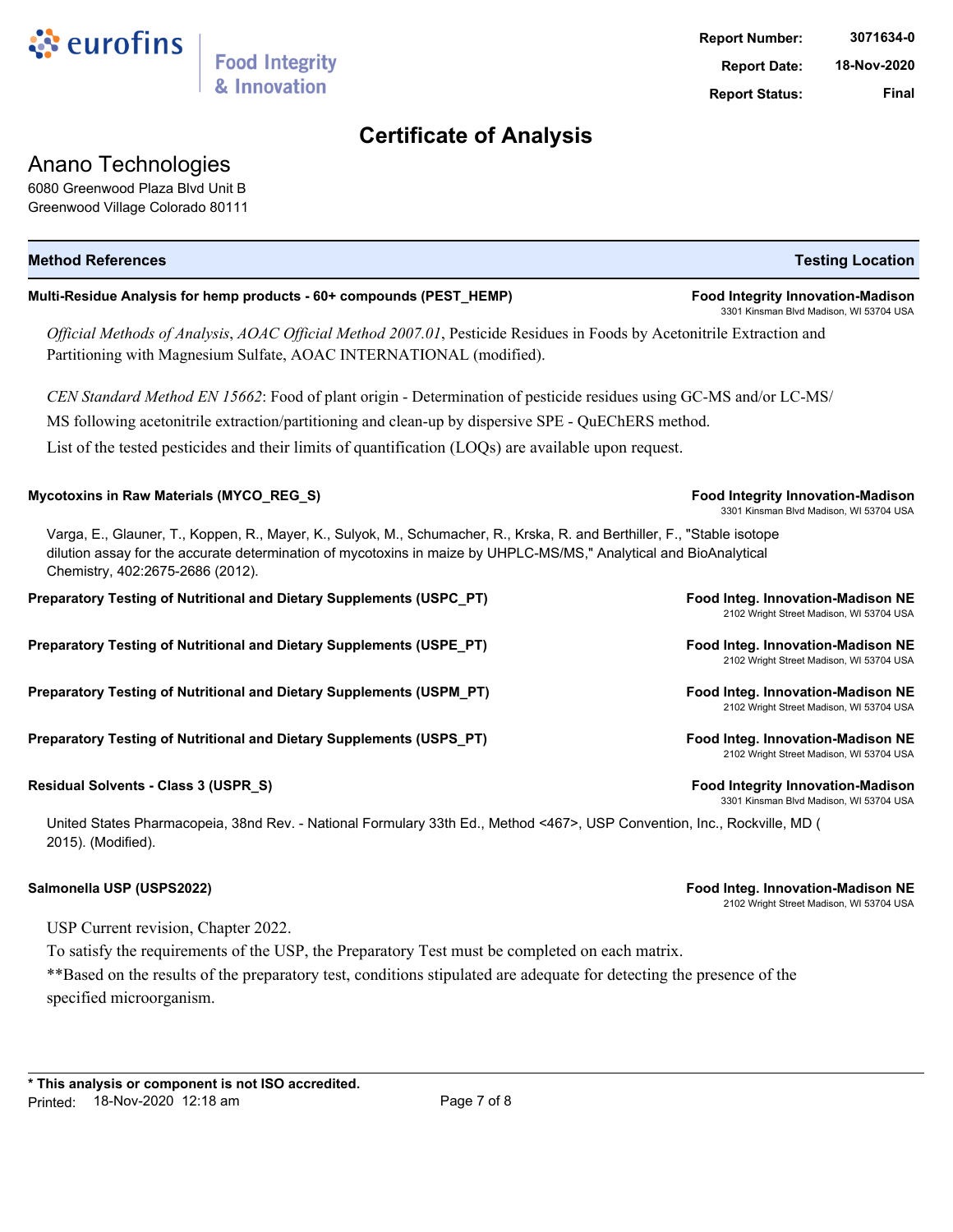# Certificate of Analysis

Report Number: 3071634-0
Report Date: 18-Nov-2020
Report Status: Final

## Anano Technologies

6080 Greenwood Plaza Blvd Unit B
Greenwood Village Colorado 80111

| Method References | Testing Location |
|---|---|

**Multi-Residue Analysis for hemp products - 60+ compounds (PEST_HEMP)** — **Food Integrity Innovation-Madison**, 3301 Kinsman Blvd Madison, WI 53704 USA

*Official Methods of Analysis*, *AOAC Official Method 2007.01*, Pesticide Residues in Foods by Acetonitrile Extraction and Partitioning with Magnesium Sulfate, AOAC INTERNATIONAL (modified).

*CEN Standard Method EN 15662*: Food of plant origin - Determination of pesticide residues using GC-MS and/or LC-MS/MS following acetonitrile extraction/partitioning and clean-up by dispersive SPE - QuEChERS method.

List of the tested pesticides and their limits of quantification (LOQs) are available upon request.

**Mycotoxins in Raw Materials (MYCO_REG_S)** — **Food Integrity Innovation-Madison**, 3301 Kinsman Blvd Madison, WI 53704 USA

Varga, E., Glauner, T., Koppen, R., Mayer, K., Sulyok, M., Schumacher, R., Krska, R. and Berthiller, F., "Stable isotope dilution assay for the accurate determination of mycotoxins in maize by UHPLC-MS/MS," Analytical and BioAnalytical Chemistry, 402:2675-2686 (2012).

**Preparatory Testing of Nutritional and Dietary Supplements (USPC_PT)** — **Food Integ. Innovation-Madison NE**, 2102 Wright Street Madison, WI 53704 USA

**Preparatory Testing of Nutritional and Dietary Supplements (USPE_PT)** — **Food Integ. Innovation-Madison NE**, 2102 Wright Street Madison, WI 53704 USA

**Preparatory Testing of Nutritional and Dietary Supplements (USPM_PT)** — **Food Integ. Innovation-Madison NE**, 2102 Wright Street Madison, WI 53704 USA

**Preparatory Testing of Nutritional and Dietary Supplements (USPS_PT)** — **Food Integ. Innovation-Madison NE**, 2102 Wright Street Madison, WI 53704 USA

**Residual Solvents - Class 3 (USPR_S)** — **Food Integrity Innovation-Madison**, 3301 Kinsman Blvd Madison, WI 53704 USA

United States Pharmacopeia, 38nd Rev. - National Formulary 33th Ed., Method <467>, USP Convention, Inc., Rockville, MD ( 2015). (Modified).

**Salmonella USP (USPS2022)** — **Food Integ. Innovation-Madison NE**, 2102 Wright Street Madison, WI 53704 USA

USP Current revision, Chapter 2022.

To satisfy the requirements of the USP, the Preparatory Test must be completed on each matrix.

**Based on the results of the preparatory test, conditions stipulated are adequate for detecting the presence of the specified microorganism.

**\* This analysis or component is not ISO accredited.**

Printed: 18-Nov-2020 12:18 am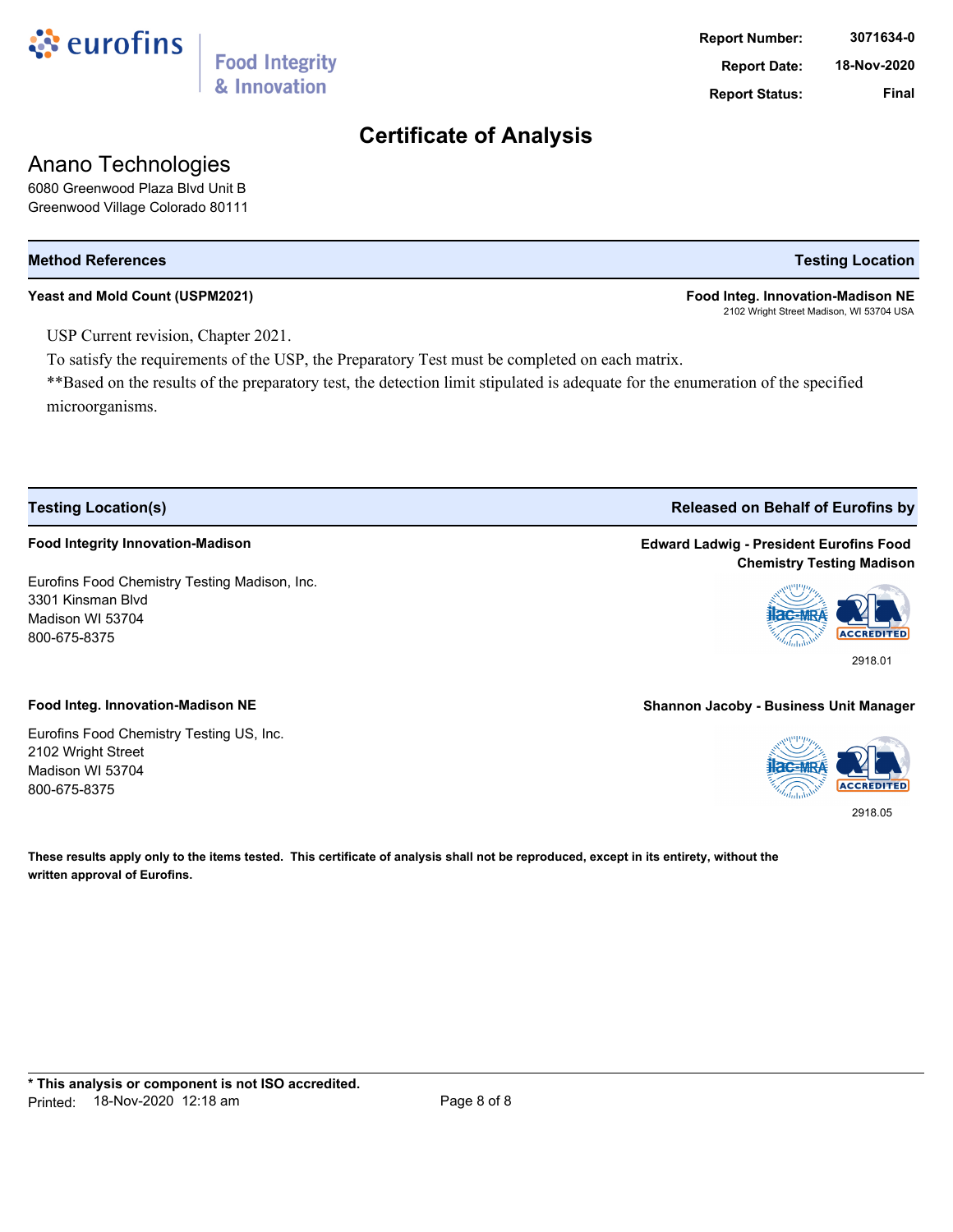Report Number: 3071634-0
Report Date: 18-Nov-2020
Report Status: Final

# Certificate of Analysis

## Anano Technologies

6080 Greenwood Plaza Blvd Unit B
Greenwood Village Colorado 80111

| Method References | Testing Location |
|---|---|
| **Yeast and Mold Count (USPM2021)** | **Food Integ. Innovation-Madison NE** 2102 Wright Street Madison, WI 53704 USA |

USP Current revision, Chapter 2021.

To satisfy the requirements of the USP, the Preparatory Test must be completed on each matrix.

**Based on the results of the preparatory test, the detection limit stipulated is adequate for the enumeration of the specified microorganisms.

| Testing Location(s) | Released on Behalf of Eurofins by |
|---|---|
| **Food Integrity Innovation-Madison** | **Edward Ladwig - President Eurofins Food Chemistry Testing Madison** |
| Eurofins Food Chemistry Testing Madison, Inc.<br>3301 Kinsman Blvd<br>Madison WI 53704<br>800-675-8375 | 2918.01 |
| **Food Integ. Innovation-Madison NE** | **Shannon Jacoby - Business Unit Manager** |
| Eurofins Food Chemistry Testing US, Inc.<br>2102 Wright Street<br>Madison WI 53704<br>800-675-8375 | 2918.05 |

**These results apply only to the items tested. This certificate of analysis shall not be reproduced, except in its entirety, without the written approval of Eurofins.**

**\* This analysis or component is not ISO accredited.**

Printed: 18-Nov-2020 12:18 am